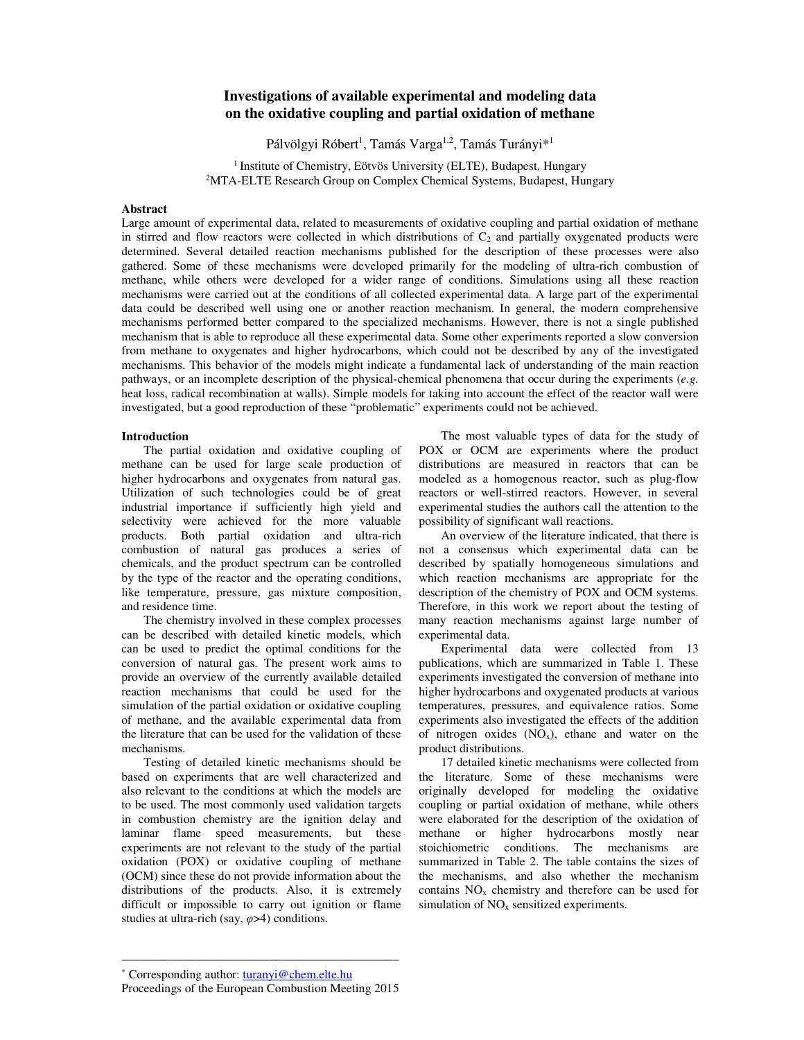# Investigations of available experimental and modeling data on the oxidative coupling and partial oxidation of methane

Pálvölgyi Róbert[1], Tamás Varga[1,2], Tamás Turányi*[1]

[1] Institute of Chemistry, Eötvös University (ELTE), Budapest, Hungary
[2] MTA-ELTE Research Group on Complex Chemical Systems, Budapest, Hungary

## Abstract

Large amount of experimental data, related to measurements of oxidative coupling and partial oxidation of methane in stirred and flow reactors were collected in which distributions of $C_2$ and partially oxygenated products were determined. Several detailed reaction mechanisms published for the description of these processes were also gathered. Some of these mechanisms were developed primarily for the modeling of ultra-rich combustion of methane, while others were developed for a wider range of conditions. Simulations using all these reaction mechanisms were carried out at the conditions of all collected experimental data. A large part of the experimental data could be described well using one or another reaction mechanism. In general, the modern comprehensive mechanisms performed better compared to the specialized mechanisms. However, there is not a single published mechanism that is able to reproduce all these experimental data. Some other experiments reported a slow conversion from methane to oxygenates and higher hydrocarbons, which could not be described by any of the investigated mechanisms. This behavior of the models might indicate a fundamental lack of understanding of the main reaction pathways, or an incomplete description of the physical-chemical phenomena that occur during the experiments (*e.g.* heat loss, radical recombination at walls). Simple models for taking into account the effect of the reactor wall were investigated, but a good reproduction of these "problematic" experiments could not be achieved.

## Introduction

The partial oxidation and oxidative coupling of methane can be used for large scale production of higher hydrocarbons and oxygenates from natural gas. Utilization of such technologies could be of great industrial importance if sufficiently high yield and selectivity were achieved for the more valuable products. Both partial oxidation and ultra-rich combustion of natural gas produces a series of chemicals, and the product spectrum can be controlled by the type of the reactor and the operating conditions, like temperature, pressure, gas mixture composition, and residence time.

The chemistry involved in these complex processes can be described with detailed kinetic models, which can be used to predict the optimal conditions for the conversion of natural gas. The present work aims to provide an overview of the currently available detailed reaction mechanisms that could be used for the simulation of the partial oxidation or oxidative coupling of methane, and the available experimental data from the literature that can be used for the validation of these mechanisms.

Testing of detailed kinetic mechanisms should be based on experiments that are well characterized and also relevant to the conditions at which the models are to be used. The most commonly used validation targets in combustion chemistry are the ignition delay and laminar flame speed measurements, but these experiments are not relevant to the study of the partial oxidation (POX) or oxidative coupling of methane (OCM) since these do not provide information about the distributions of the products. Also, it is extremely difficult or impossible to carry out ignition or flame studies at ultra-rich (say, $\varphi>4$) conditions.

The most valuable types of data for the study of POX or OCM are experiments where the product distributions are measured in reactors that can be modeled as a homogenous reactor, such as plug-flow reactors or well-stirred reactors. However, in several experimental studies the authors call the attention to the possibility of significant wall reactions.

An overview of the literature indicated, that there is not a consensus which experimental data can be described by spatially homogeneous simulations and which reaction mechanisms are appropriate for the description of the chemistry of POX and OCM systems. Therefore, in this work we report about the testing of many reaction mechanisms against large number of experimental data.

Experimental data were collected from 13 publications, which are summarized in Table 1. These experiments investigated the conversion of methane into higher hydrocarbons and oxygenated products at various temperatures, pressures, and equivalence ratios. Some experiments also investigated the effects of the addition of nitrogen oxides ($NO_x$), ethane and water on the product distributions.

17 detailed kinetic mechanisms were collected from the literature. Some of these mechanisms were originally developed for modeling the oxidative coupling or partial oxidation of methane, while others were elaborated for the description of the oxidation of methane or higher hydrocarbons mostly near stoichiometric conditions. The mechanisms are summarized in Table 2. The table contains the sizes of the mechanisms, and also whether the mechanism contains $NO_x$ chemistry and therefore can be used for simulation of $NO_x$ sensitized experiments.

---

* Corresponding author: turanyi@chem.elte.hu
Proceedings of the European Combustion Meeting 2015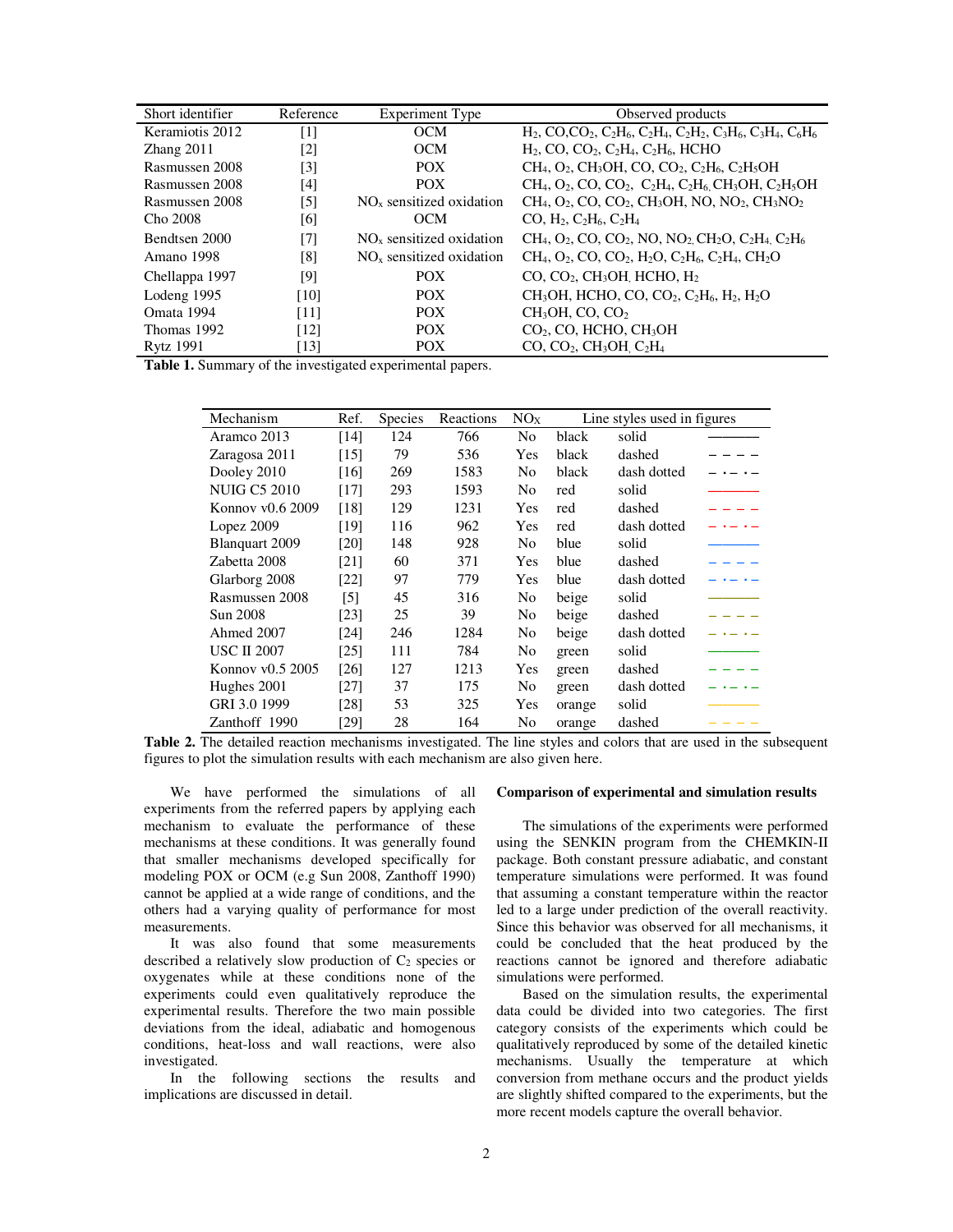| Short identifier | Reference | Experiment Type | Observed products |
|---|---|---|---|
| Keramiotis 2012 | [1] | OCM | $H_2$, $CO$,$CO_2$, $C_2H_6$, $C_2H_4$, $C_2H_2$, $C_3H_6$, $C_3H_4$, $C_6H_6$ |
| Zhang 2011 | [2] | OCM | $H_2$, $CO$, $CO_2$, $C_2H_4$, $C_2H_6$, HCHO |
| Rasmussen 2008 | [3] | POX | $CH_4$, $O_2$, $CH_3OH$, $CO$, $CO_2$, $C_2H_6$, $C_2H_5OH$ |
| Rasmussen 2008 | [4] | POX | $CH_4$, $O_2$, $CO$, $CO_2$, $C_2H_4$, $C_2H_6$, $CH_3OH$, $C_2H_5OH$ |
| Rasmussen 2008 | [5] | $NO_x$ sensitized oxidation | $CH_4$, $O_2$, $CO$, $CO_2$, $CH_3OH$, NO, $NO_2$, $CH_3NO_2$ |
| Cho 2008 | [6] | OCM | $CO$, $H_2$, $C_2H_6$, $C_2H_4$ |
| Bendtsen 2000 | [7] | $NO_x$ sensitized oxidation | $CH_4$, $O_2$, $CO$, $CO_2$, NO, $NO_2$, $CH_2O$, $C_2H_4$, $C_2H_6$ |
| Amano 1998 | [8] | $NO_x$ sensitized oxidation | $CH_4$, $O_2$, $CO$, $CO_2$, $H_2O$, $C_2H_6$, $C_2H_4$, $CH_2O$ |
| Chellappa 1997 | [9] | POX | $CO$, $CO_2$, $CH_3OH$, HCHO, $H_2$ |
| Lodeng 1995 | [10] | POX | $CH_3OH$, HCHO, $CO$, $CO_2$, $C_2H_6$, $H_2$, $H_2O$ |
| Omata 1994 | [11] | POX | $CH_3OH$, $CO$, $CO_2$ |
| Thomas 1992 | [12] | POX | $CO_2$, $CO$, HCHO, $CH_3OH$ |
| Rytz 1991 | [13] | POX | $CO$, $CO_2$, $CH_3OH$, $C_2H_4$ |

**Table 1.** Summary of the investigated experimental papers.

| Mechanism | Ref. | Species | Reactions | $NO_X$ | Line styles used in figures | | |
|---|---|---|---|---|---|---|---|
| Aramco 2013 | [14] | 124 | 766 | No | black | solid | |
| Zaragosa 2011 | [15] | 79 | 536 | Yes | black | dashed | |
| Dooley 2010 | [16] | 269 | 1583 | No | black | dash dotted | |
| NUIG C5 2010 | [17] | 293 | 1593 | No | red | solid | |
| Konnov v0.6 2009 | [18] | 129 | 1231 | Yes | red | dashed | |
| Lopez 2009 | [19] | 116 | 962 | Yes | red | dash dotted | |
| Blanquart 2009 | [20] | 148 | 928 | No | blue | solid | |
| Zabetta 2008 | [21] | 60 | 371 | Yes | blue | dashed | |
| Glarborg 2008 | [22] | 97 | 779 | Yes | blue | dash dotted | |
| Rasmussen 2008 | [5] | 45 | 316 | No | beige | solid | |
| Sun 2008 | [23] | 25 | 39 | No | beige | dashed | |
| Ahmed 2007 | [24] | 246 | 1284 | No | beige | dash dotted | |
| USC II 2007 | [25] | 111 | 784 | No | green | solid | |
| Konnov v0.5 2005 | [26] | 127 | 1213 | Yes | green | dashed | |
| Hughes 2001 | [27] | 37 | 175 | No | green | dash dotted | |
| GRI 3.0 1999 | [28] | 53 | 325 | Yes | orange | solid | |
| Zanthoff 1990 | [29] | 28 | 164 | No | orange | dashed | |

**Table 2.** The detailed reaction mechanisms investigated. The line styles and colors that are used in the subsequent figures to plot the simulation results with each mechanism are also given here.

We have performed the simulations of all experiments from the referred papers by applying each mechanism to evaluate the performance of these mechanisms at these conditions. It was generally found that smaller mechanisms developed specifically for modeling POX or OCM (e.g Sun 2008, Zanthoff 1990) cannot be applied at a wide range of conditions, and the others had a varying quality of performance for most measurements.

It was also found that some measurements described a relatively slow production of $C_2$ species or oxygenates while at these conditions none of the experiments could even qualitatively reproduce the experimental results. Therefore the two main possible deviations from the ideal, adiabatic and homogenous conditions, heat-loss and wall reactions, were also investigated.

In the following sections the results and implications are discussed in detail.

**Comparison of experimental and simulation results**

The simulations of the experiments were performed using the SENKIN program from the CHEMKIN-II package. Both constant pressure adiabatic, and constant temperature simulations were performed. It was found that assuming a constant temperature within the reactor led to a large under prediction of the overall reactivity. Since this behavior was observed for all mechanisms, it could be concluded that the heat produced by the reactions cannot be ignored and therefore adiabatic simulations were performed.

Based on the simulation results, the experimental data could be divided into two categories. The first category consists of the experiments which could be qualitatively reproduced by some of the detailed kinetic mechanisms. Usually the temperature at which conversion from methane occurs and the product yields are slightly shifted compared to the experiments, but the more recent models capture the overall behavior.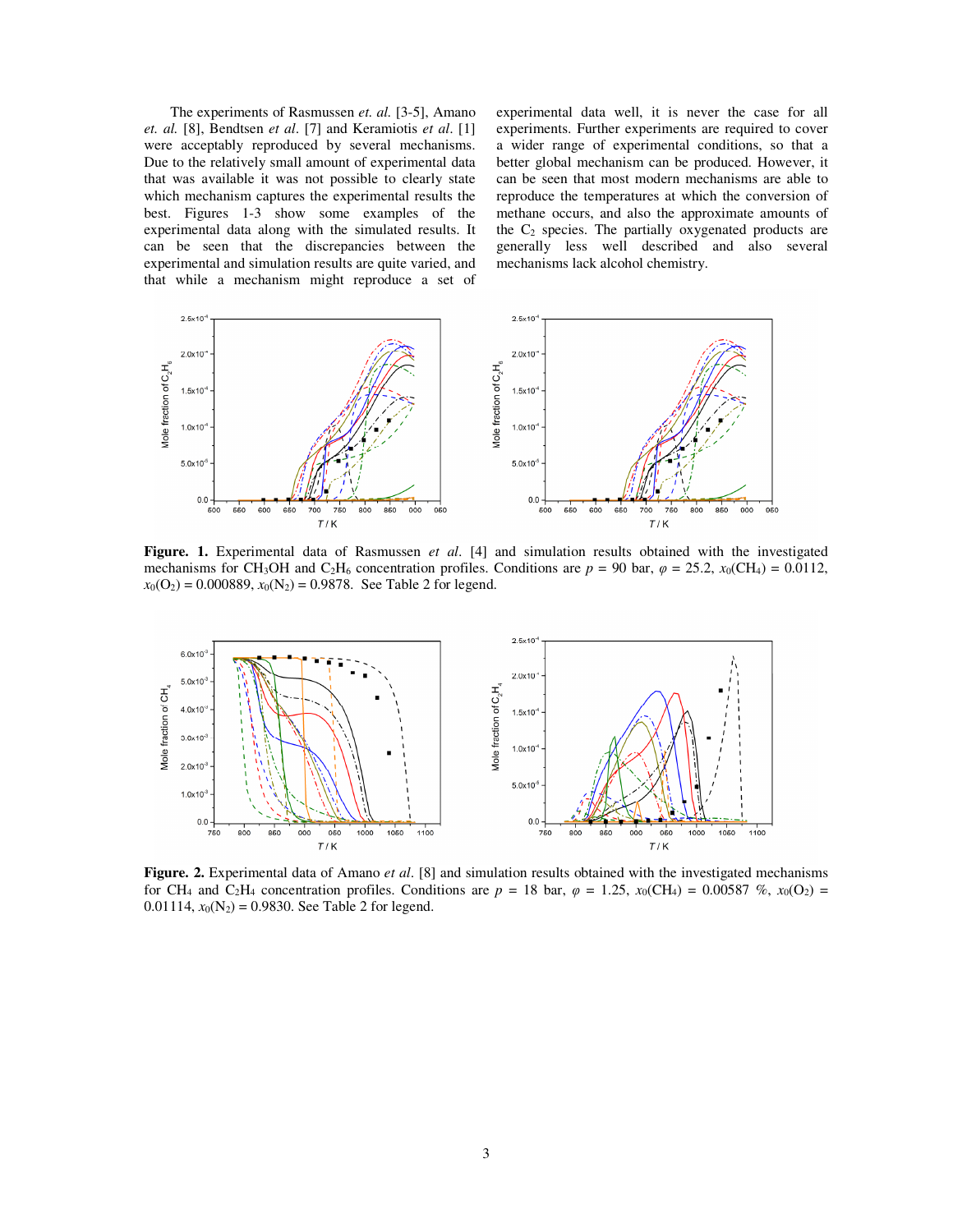The experiments of Rasmussen *et. al.* [3-5], Amano *et. al.* [8], Bendtsen *et al*. [7] and Keramiotis *et al*. [1] were acceptably reproduced by several mechanisms. Due to the relatively small amount of experimental data that was available it was not possible to clearly state which mechanism captures the experimental results the best. Figures 1-3 show some examples of the experimental data along with the simulated results. It can be seen that the discrepancies between the experimental and simulation results are quite varied, and that while a mechanism might reproduce a set of experimental data well, it is never the case for all experiments. Further experiments are required to cover a wider range of experimental conditions, so that a better global mechanism can be produced. However, it can be seen that most modern mechanisms are able to reproduce the temperatures at which the conversion of methane occurs, and also the approximate amounts of the $C_2$ species. The partially oxygenated products are generally less well described and also several mechanisms lack alcohol chemistry.

**Figure. 1.** Experimental data of Rasmussen *et al*. [4] and simulation results obtained with the investigated mechanisms for $CH_3OH$ and $C_2H_6$ concentration profiles. Conditions are $p$ = 90 bar, $\varphi$ = 25.2, $x_0(CH_4)$ = 0.0112, $x_0(O_2)$ = 0.000889, $x_0(N_2)$ = 0.9878. See Table 2 for legend.

**Figure. 2.** Experimental data of Amano *et al*. [8] and simulation results obtained with the investigated mechanisms for $CH_4$ and $C_2H_4$ concentration profiles. Conditions are $p$ = 18 bar, $\varphi$ = 1.25, $x_0(CH_4)$ = 0.00587 %, $x_0(O_2)$ = 0.01114, $x_0(N_2)$ = 0.9830. See Table 2 for legend.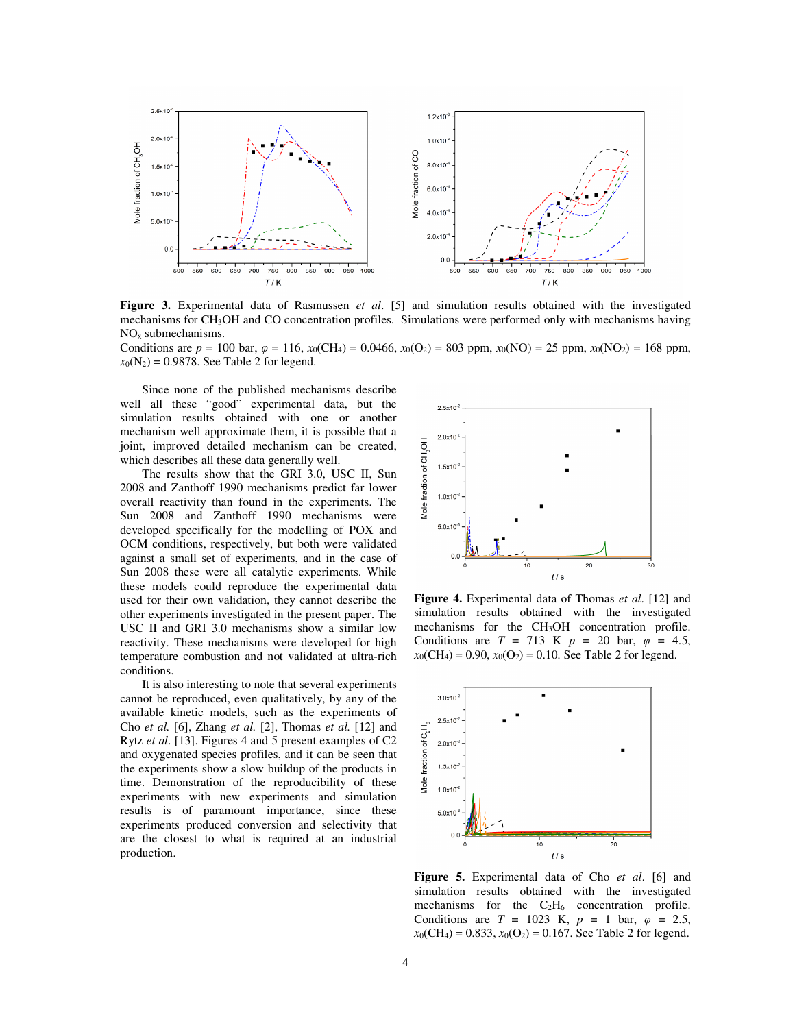**Figure 3.** Experimental data of Rasmussen *et al*. [5] and simulation results obtained with the investigated mechanisms for $CH_3OH$ and CO concentration profiles. Simulations were performed only with mechanisms having $NO_x$ submechanisms.

Conditions are $p$ = 100 bar, $\varphi$ = 116, $x_0(CH_4)$ = 0.0466, $x_0(O_2)$ = 803 ppm, $x_0(NO)$ = 25 ppm, $x_0(NO_2)$ = 168 ppm, $x_0(N_2)$ = 0.9878. See Table 2 for legend.

Since none of the published mechanisms describe well all these "good" experimental data, but the simulation results obtained with one or another mechanism well approximate them, it is possible that a joint, improved detailed mechanism can be created, which describes all these data generally well.

The results show that the GRI 3.0, USC II, Sun 2008 and Zanthoff 1990 mechanisms predict far lower overall reactivity than found in the experiments. The Sun 2008 and Zanthoff 1990 mechanisms were developed specifically for the modelling of POX and OCM conditions, respectively, but both were validated against a small set of experiments, and in the case of Sun 2008 these were all catalytic experiments. While these models could reproduce the experimental data used for their own validation, they cannot describe the other experiments investigated in the present paper. The USC II and GRI 3.0 mechanisms show a similar low reactivity. These mechanisms were developed for high temperature combustion and not validated at ultra-rich conditions.

It is also interesting to note that several experiments cannot be reproduced, even qualitatively, by any of the available kinetic models, such as the experiments of Cho *et al.* [6], Zhang *et al.* [2], Thomas *et al.* [12] and Rytz *et al*. [13]. Figures 4 and 5 present examples of C2 and oxygenated species profiles, and it can be seen that the experiments show a slow buildup of the products in time. Demonstration of the reproducibility of these experiments with new experiments and simulation results is of paramount importance, since these experiments produced conversion and selectivity that are the closest to what is required at an industrial production.

**Figure 4.** Experimental data of Thomas *et al*. [12] and simulation results obtained with the investigated mechanisms for the $CH_3OH$ concentration profile. Conditions are $T$ = 713 K $p$ = 20 bar, $\varphi$ = 4.5, $x_0(CH_4)$ = 0.90, $x_0(O_2)$ = 0.10. See Table 2 for legend.

**Figure 5.** Experimental data of Cho *et al*. [6] and simulation results obtained with the investigated mechanisms for the $C_2H_6$ concentration profile. Conditions are $T$ = 1023 K, $p$ = 1 bar, $\varphi$ = 2.5, $x_0(CH_4)$ = 0.833, $x_0(O_2)$ = 0.167. See Table 2 for legend.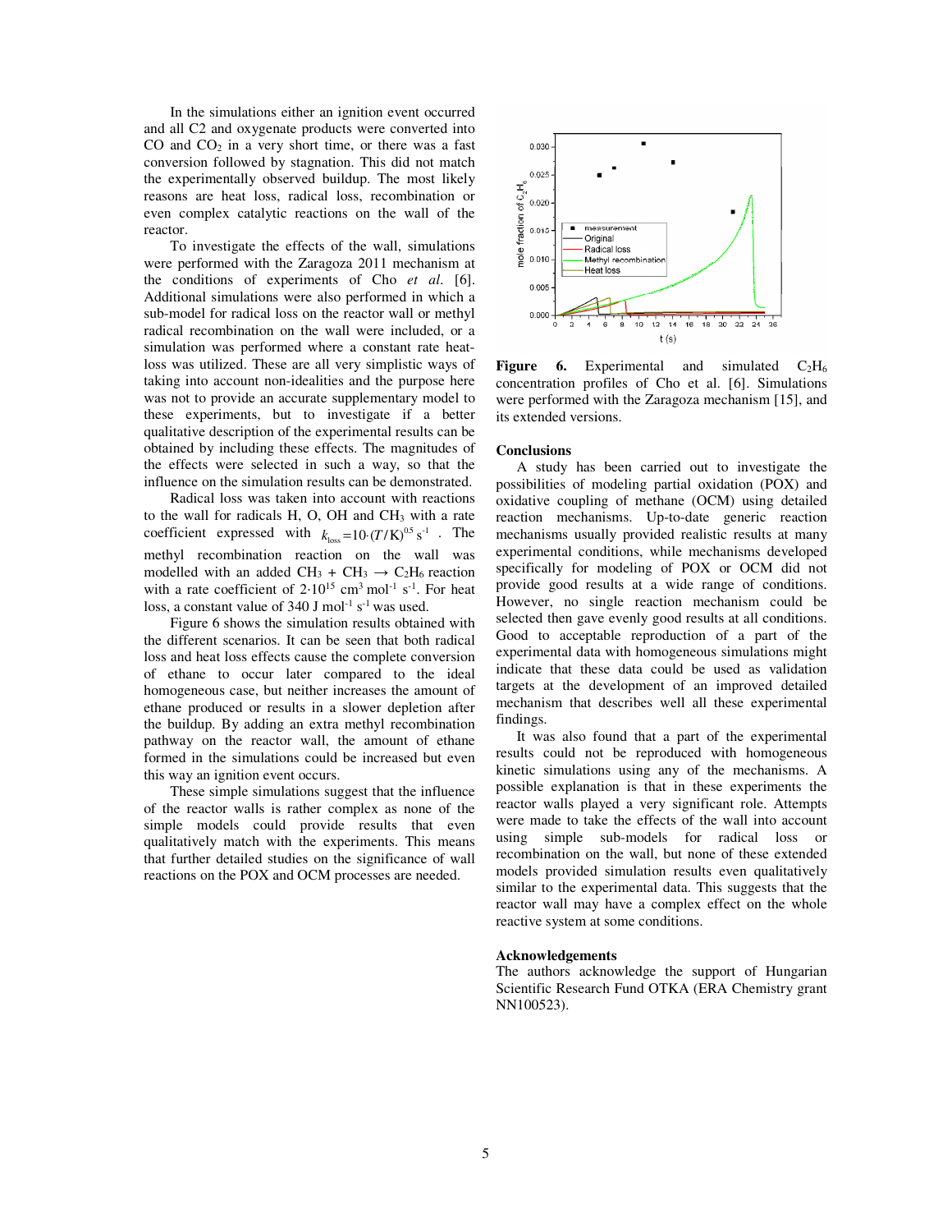In the simulations either an ignition event occurred and all C2 and oxygenate products were converted into CO and $CO_2$ in a very short time, or there was a fast conversion followed by stagnation. This did not match the experimentally observed buildup. The most likely reasons are heat loss, radical loss, recombination or even complex catalytic reactions on the wall of the reactor.

To investigate the effects of the wall, simulations were performed with the Zaragoza 2011 mechanism at the conditions of experiments of Cho *et al.* [6]. Additional simulations were also performed in which a sub-model for radical loss on the reactor wall or methyl radical recombination on the wall were included, or a simulation was performed where a constant rate heat-loss was utilized. These are all very simplistic ways of taking into account non-idealities and the purpose here was not to provide an accurate supplementary model to these experiments, but to investigate if a better qualitative description of the experimental results can be obtained by including these effects. The magnitudes of the effects were selected in such a way, so that the influence on the simulation results can be demonstrated.

Radical loss was taken into account with reactions to the wall for radicals H, O, OH and $CH_3$ with a rate coefficient expressed with $k_{loss} = 10 \cdot (T/K)^{0.5}\ s^{-1}$. The methyl recombination reaction on the wall was modelled with an added $CH_3 + CH_3 \rightarrow C_2H_6$ reaction with a rate coefficient of $2 \cdot 10^{15}\ cm^3\ mol^{-1}\ s^{-1}$. For heat loss, a constant value of $340\ J\ mol^{-1}\ s^{-1}$ was used.

Figure 6 shows the simulation results obtained with the different scenarios. It can be seen that both radical loss and heat loss effects cause the complete conversion of ethane to occur later compared to the ideal homogeneous case, but neither increases the amount of ethane produced or results in a slower depletion after the buildup. By adding an extra methyl recombination pathway on the reactor wall, the amount of ethane formed in the simulations could be increased but even this way an ignition event occurs.

These simple simulations suggest that the influence of the reactor walls is rather complex as none of the simple models could provide results that even qualitatively match with the experiments. This means that further detailed studies on the significance of wall reactions on the POX and OCM processes are needed.

**Figure 6.** Experimental and simulated $C_2H_6$ concentration profiles of Cho et al. [6]. Simulations were performed with the Zaragoza mechanism [15], and its extended versions.

## Conclusions

A study has been carried out to investigate the possibilities of modeling partial oxidation (POX) and oxidative coupling of methane (OCM) using detailed reaction mechanisms. Up-to-date generic reaction mechanisms usually provided realistic results at many experimental conditions, while mechanisms developed specifically for modeling of POX or OCM did not provide good results at a wide range of conditions. However, no single reaction mechanism could be selected then gave evenly good results at all conditions. Good to acceptable reproduction of a part of the experimental data with homogeneous simulations might indicate that these data could be used as validation targets at the development of an improved detailed mechanism that describes well all these experimental findings.

It was also found that a part of the experimental results could not be reproduced with homogeneous kinetic simulations using any of the mechanisms. A possible explanation is that in these experiments the reactor walls played a very significant role. Attempts were made to take the effects of the wall into account using simple sub-models for radical loss or recombination on the wall, but none of these extended models provided simulation results even qualitatively similar to the experimental data. This suggests that the reactor wall may have a complex effect on the whole reactive system at some conditions.

## Acknowledgements

The authors acknowledge the support of Hungarian Scientific Research Fund OTKA (ERA Chemistry grant NN100523).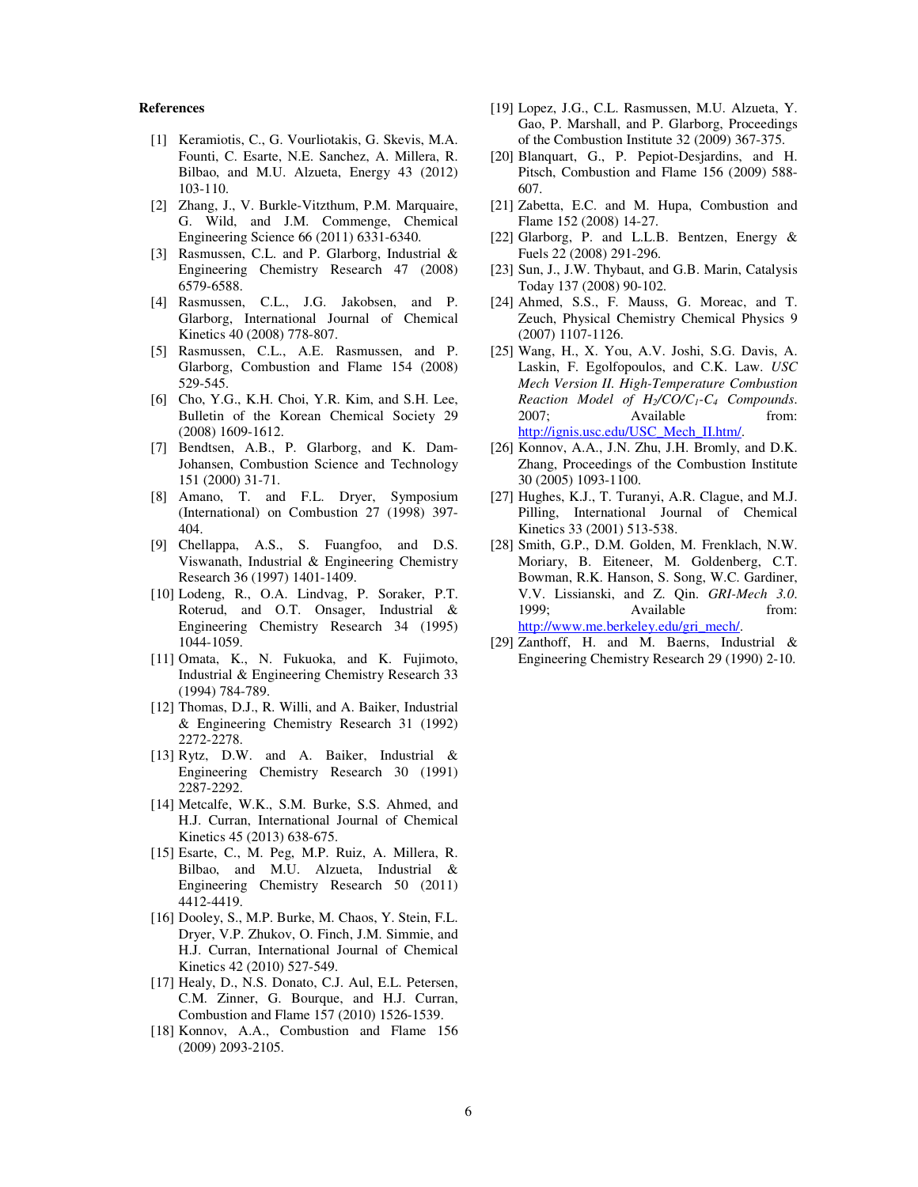## References

[1] Keramiotis, C., G. Vourliotakis, G. Skevis, M.A. Founti, C. Esarte, N.E. Sanchez, A. Millera, R. Bilbao, and M.U. Alzueta, Energy 43 (2012) 103-110.

[2] Zhang, J., V. Burkle-Vitzthum, P.M. Marquaire, G. Wild, and J.M. Commenge, Chemical Engineering Science 66 (2011) 6331-6340.

[3] Rasmussen, C.L. and P. Glarborg, Industrial & Engineering Chemistry Research 47 (2008) 6579-6588.

[4] Rasmussen, C.L., J.G. Jakobsen, and P. Glarborg, International Journal of Chemical Kinetics 40 (2008) 778-807.

[5] Rasmussen, C.L., A.E. Rasmussen, and P. Glarborg, Combustion and Flame 154 (2008) 529-545.

[6] Cho, Y.G., K.H. Choi, Y.R. Kim, and S.H. Lee, Bulletin of the Korean Chemical Society 29 (2008) 1609-1612.

[7] Bendtsen, A.B., P. Glarborg, and K. Dam-Johansen, Combustion Science and Technology 151 (2000) 31-71.

[8] Amano, T. and F.L. Dryer, Symposium (International) on Combustion 27 (1998) 397-404.

[9] Chellappa, A.S., S. Fuangfoo, and D.S. Viswanath, Industrial & Engineering Chemistry Research 36 (1997) 1401-1409.

[10] Lodeng, R., O.A. Lindvag, P. Soraker, P.T. Roterud, and O.T. Onsager, Industrial & Engineering Chemistry Research 34 (1995) 1044-1059.

[11] Omata, K., N. Fukuoka, and K. Fujimoto, Industrial & Engineering Chemistry Research 33 (1994) 784-789.

[12] Thomas, D.J., R. Willi, and A. Baiker, Industrial & Engineering Chemistry Research 31 (1992) 2272-2278.

[13] Rytz, D.W. and A. Baiker, Industrial & Engineering Chemistry Research 30 (1991) 2287-2292.

[14] Metcalfe, W.K., S.M. Burke, S.S. Ahmed, and H.J. Curran, International Journal of Chemical Kinetics 45 (2013) 638-675.

[15] Esarte, C., M. Peg, M.P. Ruiz, A. Millera, R. Bilbao, and M.U. Alzueta, Industrial & Engineering Chemistry Research 50 (2011) 4412-4419.

[16] Dooley, S., M.P. Burke, M. Chaos, Y. Stein, F.L. Dryer, V.P. Zhukov, O. Finch, J.M. Simmie, and H.J. Curran, International Journal of Chemical Kinetics 42 (2010) 527-549.

[17] Healy, D., N.S. Donato, C.J. Aul, E.L. Petersen, C.M. Zinner, G. Bourque, and H.J. Curran, Combustion and Flame 157 (2010) 1526-1539.

[18] Konnov, A.A., Combustion and Flame 156 (2009) 2093-2105.

[19] Lopez, J.G., C.L. Rasmussen, M.U. Alzueta, Y. Gao, P. Marshall, and P. Glarborg, Proceedings of the Combustion Institute 32 (2009) 367-375.

[20] Blanquart, G., P. Pepiot-Desjardins, and H. Pitsch, Combustion and Flame 156 (2009) 588-607.

[21] Zabetta, E.C. and M. Hupa, Combustion and Flame 152 (2008) 14-27.

[22] Glarborg, P. and L.L.B. Bentzen, Energy & Fuels 22 (2008) 291-296.

[23] Sun, J., J.W. Thybaut, and G.B. Marin, Catalysis Today 137 (2008) 90-102.

[24] Ahmed, S.S., F. Mauss, G. Moreac, and T. Zeuch, Physical Chemistry Chemical Physics 9 (2007) 1107-1126.

[25] Wang, H., X. You, A.V. Joshi, S.G. Davis, A. Laskin, F. Egolfopoulos, and C.K. Law. *USC Mech Version II. High-Temperature Combustion Reaction Model of $H_2$/CO/$C_1$-$C_4$ Compounds*. 2007; Available from: http://ignis.usc.edu/USC_Mech_II.htm/.

[26] Konnov, A.A., J.N. Zhu, J.H. Bromly, and D.K. Zhang, Proceedings of the Combustion Institute 30 (2005) 1093-1100.

[27] Hughes, K.J., T. Turanyi, A.R. Clague, and M.J. Pilling, International Journal of Chemical Kinetics 33 (2001) 513-538.

[28] Smith, G.P., D.M. Golden, M. Frenklach, N.W. Moriary, B. Eiteneer, M. Goldenberg, C.T. Bowman, R.K. Hanson, S. Song, W.C. Gardiner, V.V. Lissianski, and Z. Qin. *GRI-Mech 3.0*. 1999; Available from: http://www.me.berkeley.edu/gri_mech/.

[29] Zanthoff, H. and M. Baerns, Industrial & Engineering Chemistry Research 29 (1990) 2-10.